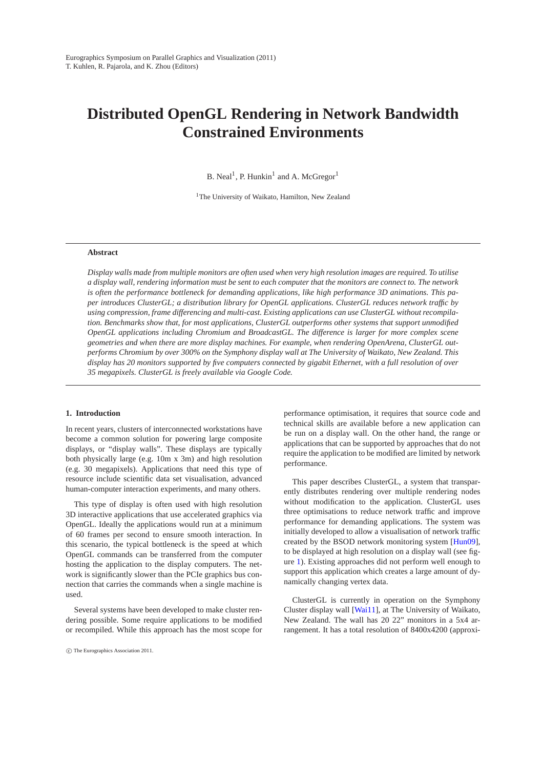# Distributed OpenGL Rendering in Network Bandwidth Constrained Environments

B. Neal[1], P. Hunkin[1] and A. McGregor[1]

[1]The University of Waikato, Hamilton, New Zealand

## Abstract

*Display walls made from multiple monitors are often used when very high resolution images are required. To utilise a display wall, rendering information must be sent to each computer that the monitors are connect to. The network is often the performance bottleneck for demanding applications, like high performance 3D animations. This paper introduces ClusterGL; a distribution library for OpenGL applications. ClusterGL reduces network traffic by using compression, frame differencing and multi-cast. Existing applications can use ClusterGL without recompilation. Benchmarks show that, for most applications, ClusterGL outperforms other systems that support unmodified OpenGL applications including Chromium and BroadcastGL. The difference is larger for more complex scene geometries and when there are more display machines. For example, when rendering OpenArena, ClusterGL outperforms Chromium by over 300% on the Symphony display wall at The University of Waikato, New Zealand. This display has 20 monitors supported by five computers connected by gigabit Ethernet, with a full resolution of over 35 megapixels. ClusterGL is freely available via Google Code.*

## 1. Introduction

In recent years, clusters of interconnected workstations have become a common solution for powering large composite displays, or "display walls". These displays are typically both physically large (e.g. 10m x 3m) and high resolution (e.g. 30 megapixels). Applications that need this type of resource include scientific data set visualisation, advanced human-computer interaction experiments, and many others.

This type of display is often used with high resolution 3D interactive applications that use accelerated graphics via OpenGL. Ideally the applications would run at a minimum of 60 frames per second to ensure smooth interaction. In this scenario, the typical bottleneck is the speed at which OpenGL commands can be transferred from the computer hosting the application to the display computers. The network is significantly slower than the PCIe graphics bus connection that carries the commands when a single machine is used.

Several systems have been developed to make cluster rendering possible. Some require applications to be modified or recompiled. While this approach has the most scope for performance optimisation, it requires that source code and technical skills are available before a new application can be run on a display wall. On the other hand, the range or applications that can be supported by approaches that do not require the application to be modified are limited by network performance.

This paper describes ClusterGL, a system that transparently distributes rendering over multiple rendering nodes without modification to the application. ClusterGL uses three optimisations to reduce network traffic and improve performance for demanding applications. The system was initially developed to allow a visualisation of network traffic created by the BSOD network monitoring system [Hun09], to be displayed at high resolution on a display wall (see figure 1). Existing approaches did not perform well enough to support this application which creates a large amount of dynamically changing vertex data.

ClusterGL is currently in operation on the Symphony Cluster display wall [Wai11], at The University of Waikato, New Zealand. The wall has 20 22" monitors in a 5x4 arrangement. It has a total resolution of 8400x4200 (approxi-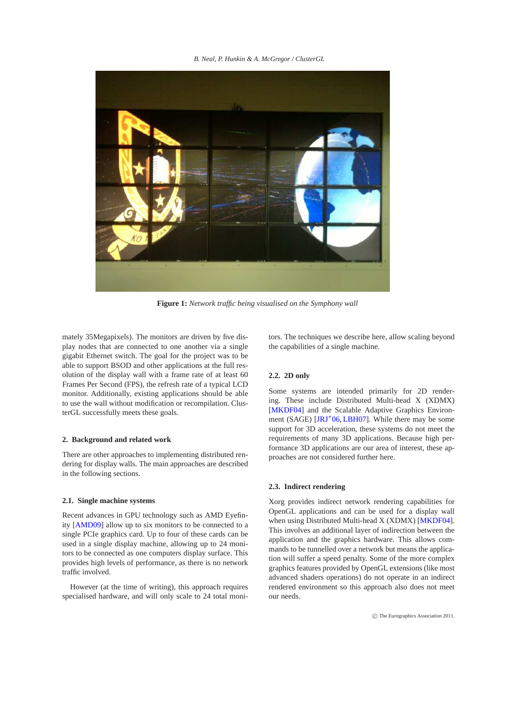**Figure 1:** *Network traffic being visualised on the Symphony wall*

mately 35Megapixels). The monitors are driven by five display nodes that are connected to one another via a single gigabit Ethernet switch. The goal for the project was to be able to support BSOD and other applications at the full resolution of the display wall with a frame rate of at least 60 Frames Per Second (FPS), the refresh rate of a typical LCD monitor. Additionally, existing applications should be able to use the wall without modification or recompilation. ClusterGL successfully meets these goals.

## 2. Background and related work

There are other approaches to implementing distributed rendering for display walls. The main approaches are described in the following sections.

### 2.1. Single machine systems

Recent advances in GPU technology such as AMD Eyefinity [AMD09] allow up to six monitors to be connected to a single PCIe graphics card. Up to four of these cards can be used in a single display machine, allowing up to 24 monitors to be connected as one computers display surface. This provides high levels of performance, as there is no network traffic involved.

However (at the time of writing), this approach requires specialised hardware, and will only scale to 24 total monitors. The techniques we describe here, allow scaling beyond the capabilities of a single machine.

### 2.2. 2D only

Some systems are intended primarily for 2D rendering. These include Distributed Multi-head X (XDMX) [MKDF04] and the Scalable Adaptive Graphics Environment (SAGE) [JRJ*06, LBH07]. While there may be some support for 3D acceleration, these systems do not meet the requirements of many 3D applications. Because high performance 3D applications are our area of interest, these approaches are not considered further here.

### 2.3. Indirect rendering

Xorg provides indirect network rendering capabilities for OpenGL applications and can be used for a display wall when using Distributed Multi-head X (XDMX) [MKDF04]. This involves an additional layer of indirection between the application and the graphics hardware. This allows commands to be tunnelled over a network but means the application will suffer a speed penalty. Some of the more complex graphics features provided by OpenGL extensions (like most advanced shaders operations) do not operate in an indirect rendered environment so this approach also does not meet our needs.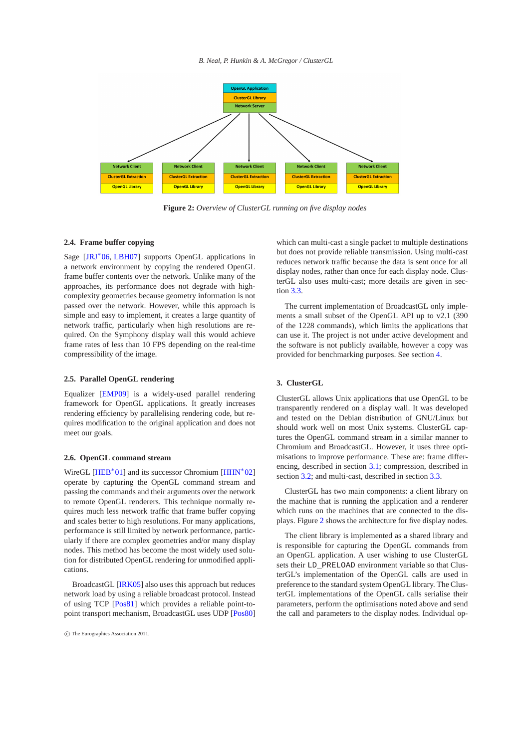**Figure 2:** *Overview of ClusterGL running on five display nodes*

### 2.4. Frame buffer copying

Sage [JRJ*06, LBH07] supports OpenGL applications in a network environment by copying the rendered OpenGL frame buffer contents over the network. Unlike many of the approaches, its performance does not degrade with high-complexity geometries because geometry information is not passed over the network. However, while this approach is simple and easy to implement, it creates a large quantity of network traffic, particularly when high resolutions are required. On the Symphony display wall this would achieve frame rates of less than 10 FPS depending on the real-time compressibility of the image.

### 2.5. Parallel OpenGL rendering

Equalizer [EMP09] is a widely-used parallel rendering framework for OpenGL applications. It greatly increases rendering efficiency by parallelising rendering code, but requires modification to the original application and does not meet our goals.

### 2.6. OpenGL command stream

WireGL [HEB*01] and its successor Chromium [HHN*02] operate by capturing the OpenGL command stream and passing the commands and their arguments over the network to remote OpenGL renderers. This technique normally requires much less network traffic that frame buffer copying and scales better to high resolutions. For many applications, performance is still limited by network performance, particularly if there are complex geometries and/or many display nodes. This method has become the most widely used solution for distributed OpenGL rendering for unmodified applications.

BroadcastGL [IRK05] also uses this approach but reduces network load by using a reliable broadcast protocol. Instead of using TCP [Pos81] which provides a reliable point-to-point transport mechanism, BroadcastGL uses UDP [Pos80] which can multi-cast a single packet to multiple destinations but does not provide reliable transmission. Using multi-cast reduces network traffic because the data is sent once for all display nodes, rather than once for each display node. ClusterGL also uses multi-cast; more details are given in section 3.3.

The current implementation of BroadcastGL only implements a small subset of the OpenGL API up to v2.1 (390 of the 1228 commands), which limits the applications that can use it. The project is not under active development and the software is not publicly available, however a copy was provided for benchmarking purposes. See section 4.

## 3. ClusterGL

ClusterGL allows Unix applications that use OpenGL to be transparently rendered on a display wall. It was developed and tested on the Debian distribution of GNU/Linux but should work well on most Unix systems. ClusterGL captures the OpenGL command stream in a similar manner to Chromium and BroadcastGL. However, it uses three optimisations to improve performance. These are: frame differencing, described in section 3.1; compression, described in section 3.2; and multi-cast, described in section 3.3.

ClusterGL has two main components: a client library on the machine that is running the application and a renderer which runs on the machines that are connected to the displays. Figure 2 shows the architecture for five display nodes.

The client library is implemented as a shared library and is responsible for capturing the OpenGL commands from an OpenGL application. A user wishing to use ClusterGL sets their `LD_PRELOAD` environment variable so that ClusterGL's implementation of the OpenGL calls are used in preference to the standard system OpenGL library. The ClusterGL implementations of the OpenGL calls serialise their parameters, perform the optimisations noted above and send the call and parameters to the display nodes. Individual op-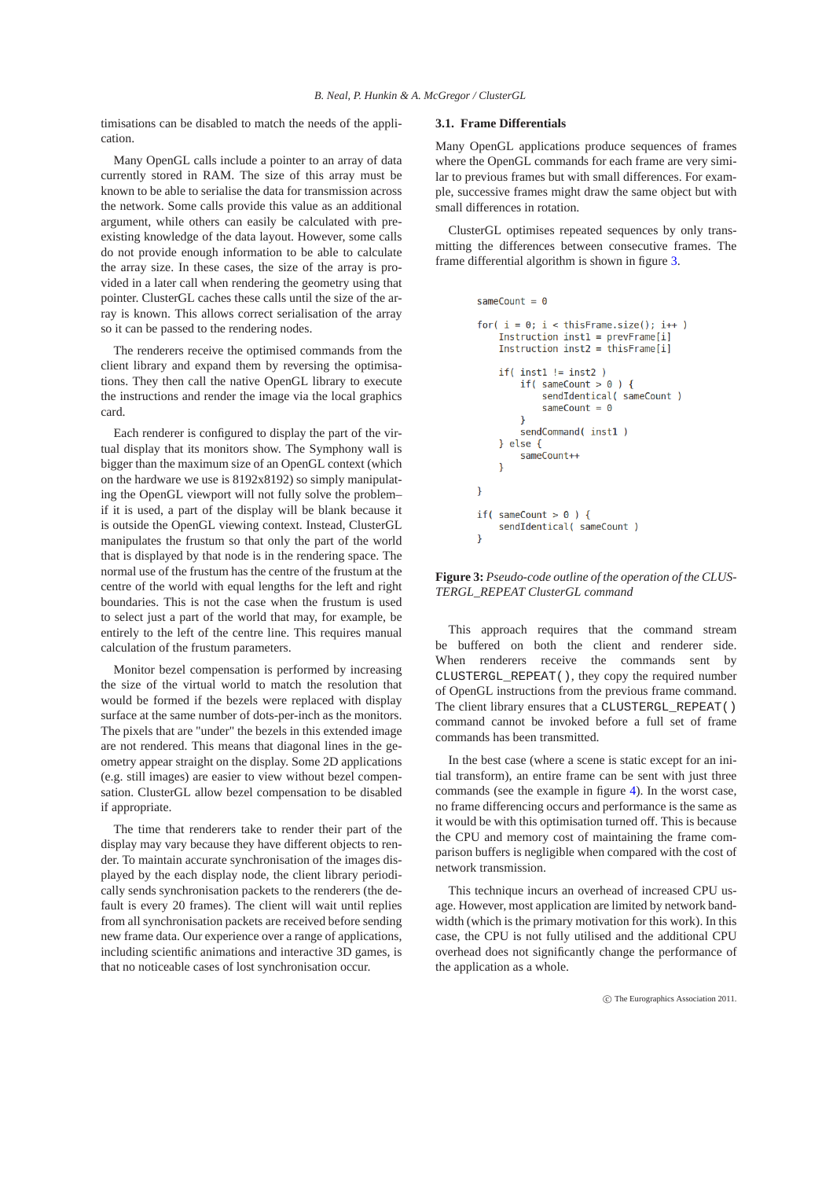timisations can be disabled to match the needs of the application.

Many OpenGL calls include a pointer to an array of data currently stored in RAM. The size of this array must be known to be able to serialise the data for transmission across the network. Some calls provide this value as an additional argument, while others can easily be calculated with pre-existing knowledge of the data layout. However, some calls do not provide enough information to be able to calculate the array size. In these cases, the size of the array is provided in a later call when rendering the geometry using that pointer. ClusterGL caches these calls until the size of the array is known. This allows correct serialisation of the array so it can be passed to the rendering nodes.

The renderers receive the optimised commands from the client library and expand them by reversing the optimisations. They then call the native OpenGL library to execute the instructions and render the image via the local graphics card.

Each renderer is configured to display the part of the virtual display that its monitors show. The Symphony wall is bigger than the maximum size of an OpenGL context (which on the hardware we use is 8192x8192) so simply manipulating the OpenGL viewport will not fully solve the problem– if it is used, a part of the display will be blank because it is outside the OpenGL viewing context. Instead, ClusterGL manipulates the frustum so that only the part of the world that is displayed by that node is in the rendering space. The normal use of the frustum has the centre of the frustum at the centre of the world with equal lengths for the left and right boundaries. This is not the case when the frustum is used to select just a part of the world that may, for example, be entirely to the left of the centre line. This requires manual calculation of the frustum parameters.

Monitor bezel compensation is performed by increasing the size of the virtual world to match the resolution that would be formed if the bezels were replaced with display surface at the same number of dots-per-inch as the monitors. The pixels that are "under" the bezels in this extended image are not rendered. This means that diagonal lines in the geometry appear straight on the display. Some 2D applications (e.g. still images) are easier to view without bezel compensation. ClusterGL allow bezel compensation to be disabled if appropriate.

The time that renderers take to render their part of the display may vary because they have different objects to render. To maintain accurate synchronisation of the images displayed by the each display node, the client library periodically sends synchronisation packets to the renderers (the default is every 20 frames). The client will wait until replies from all synchronisation packets are received before sending new frame data. Our experience over a range of applications, including scientific animations and interactive 3D games, is that no noticeable cases of lost synchronisation occur.

### 3.1. Frame Differentials

Many OpenGL applications produce sequences of frames where the OpenGL commands for each frame are very similar to previous frames but with small differences. For example, successive frames might draw the same object but with small differences in rotation.

ClusterGL optimises repeated sequences by only transmitting the differences between consecutive frames. The frame differential algorithm is shown in figure 3.

```
sameCount = 0

for( i = 0; i < thisFrame.size(); i++ )
    Instruction inst1 = prevFrame[i]
    Instruction inst2 = thisFrame[i]

    if( inst1 != inst2 )
        if( sameCount > 0 ) {
            sendIdentical( sameCount )
            sameCount = 0
        }
        sendCommand( inst1 )
    } else {
        sameCount++
    }

}

if( sameCount > 0 ) {
    sendIdentical( sameCount )
}
```

**Figure 3:** *Pseudo-code outline of the operation of the CLUSTERGL_REPEAT ClusterGL command*

This approach requires that the command stream be buffered on both the client and renderer side. When renderers receive the commands sent by `CLUSTERGL_REPEAT()`, they copy the required number of OpenGL instructions from the previous frame command. The client library ensures that a `CLUSTERGL_REPEAT()` command cannot be invoked before a full set of frame commands has been transmitted.

In the best case (where a scene is static except for an initial transform), an entire frame can be sent with just three commands (see the example in figure 4). In the worst case, no frame differencing occurs and performance is the same as it would be with this optimisation turned off. This is because the CPU and memory cost of maintaining the frame comparison buffers is negligible when compared with the cost of network transmission.

This technique incurs an overhead of increased CPU usage. However, most application are limited by network bandwidth (which is the primary motivation for this work). In this case, the CPU is not fully utilised and the additional CPU overhead does not significantly change the performance of the application as a whole.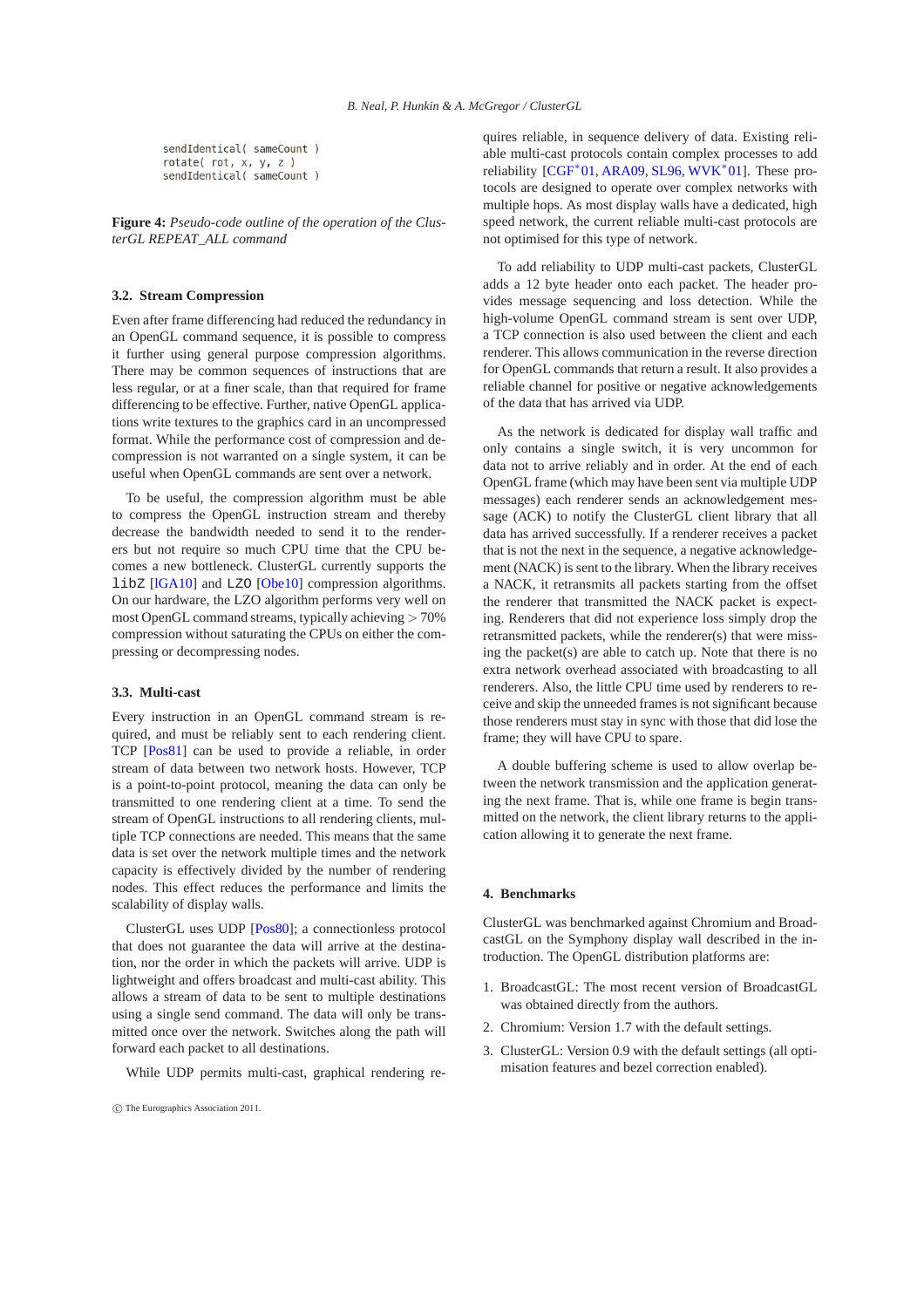```
sendIdentical( sameCount )
rotate( rot, x, y, z )
sendIdentical( sameCount )
```

**Figure 4:** *Pseudo-code outline of the operation of the ClusterGL REPEAT_ALL command*

### 3.2. Stream Compression

Even after frame differencing had reduced the redundancy in an OpenGL command sequence, it is possible to compress it further using general purpose compression algorithms. There may be common sequences of instructions that are less regular, or at a finer scale, than that required for frame differencing to be effective. Further, native OpenGL applications write textures to the graphics card in an uncompressed format. While the performance cost of compression and decompression is not warranted on a single system, it can be useful when OpenGL commands are sent over a network.

To be useful, the compression algorithm must be able to compress the OpenGL instruction stream and thereby decrease the bandwidth needed to send it to the renderers but not require so much CPU time that the CPU becomes a new bottleneck. ClusterGL currently supports the `libZ` [lGA10] and `LZO` [Obe10] compression algorithms. On our hardware, the LZO algorithm performs very well on most OpenGL command streams, typically achieving $> 70\%$ compression without saturating the CPUs on either the compressing or decompressing nodes.

### 3.3. Multi-cast

Every instruction in an OpenGL command stream is required, and must be reliably sent to each rendering client. TCP [Pos81] can be used to provide a reliable, in order stream of data between two network hosts. However, TCP is a point-to-point protocol, meaning the data can only be transmitted to one rendering client at a time. To send the stream of OpenGL instructions to all rendering clients, multiple TCP connections are needed. This means that the same data is set over the network multiple times and the network capacity is effectively divided by the number of rendering nodes. This effect reduces the performance and limits the scalability of display walls.

ClusterGL uses UDP [Pos80]; a connectionless protocol that does not guarantee the data will arrive at the destination, nor the order in which the packets will arrive. UDP is lightweight and offers broadcast and multi-cast ability. This allows a stream of data to be sent to multiple destinations using a single send command. The data will only be transmitted once over the network. Switches along the path will forward each packet to all destinations.

While UDP permits multi-cast, graphical rendering requires reliable, in sequence delivery of data. Existing reliable multi-cast protocols contain complex processes to add reliability [CGF*01, ARA09, SL96, WVK*01]. These protocols are designed to operate over complex networks with multiple hops. As most display walls have a dedicated, high speed network, the current reliable multi-cast protocols are not optimised for this type of network.

To add reliability to UDP multi-cast packets, ClusterGL adds a 12 byte header onto each packet. The header provides message sequencing and loss detection. While the high-volume OpenGL command stream is sent over UDP, a TCP connection is also used between the client and each renderer. This allows communication in the reverse direction for OpenGL commands that return a result. It also provides a reliable channel for positive or negative acknowledgements of the data that has arrived via UDP.

As the network is dedicated for display wall traffic and only contains a single switch, it is very uncommon for data not to arrive reliably and in order. At the end of each OpenGL frame (which may have been sent via multiple UDP messages) each renderer sends an acknowledgement message (ACK) to notify the ClusterGL client library that all data has arrived successfully. If a renderer receives a packet that is not the next in the sequence, a negative acknowledgement (NACK) is sent to the library. When the library receives a NACK, it retransmits all packets starting from the offset the renderer that transmitted the NACK packet is expecting. Renderers that did not experience loss simply drop the retransmitted packets, while the renderer(s) that were missing the packet(s) are able to catch up. Note that there is no extra network overhead associated with broadcasting to all renderers. Also, the little CPU time used by renderers to receive and skip the unneeded frames is not significant because those renderers must stay in sync with those that did lose the frame; they will have CPU to spare.

A double buffering scheme is used to allow overlap between the network transmission and the application generating the next frame. That is, while one frame is begin transmitted on the network, the client library returns to the application allowing it to generate the next frame.

## 4. Benchmarks

ClusterGL was benchmarked against Chromium and BroadcastGL on the Symphony display wall described in the introduction. The OpenGL distribution platforms are:

1. BroadcastGL: The most recent version of BroadcastGL was obtained directly from the authors.
2. Chromium: Version 1.7 with the default settings.
3. ClusterGL: Version 0.9 with the default settings (all optimisation features and bezel correction enabled).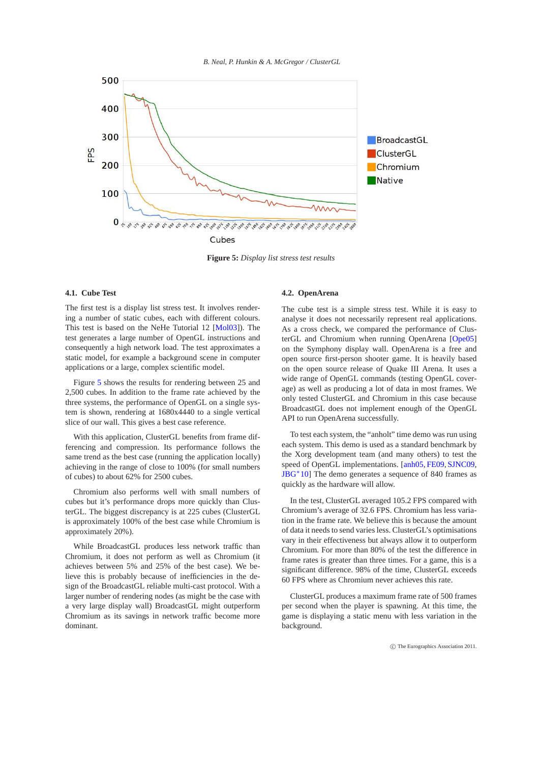**Figure 5:** *Display list stress test results*

### 4.1. Cube Test

The first test is a display list stress test. It involves rendering a number of static cubes, each with different colours. This test is based on the NeHe Tutorial 12 [Mol03]). The test generates a large number of OpenGL instructions and consequently a high network load. The test approximates a static model, for example a background scene in computer applications or a large, complex scientific model.

Figure 5 shows the results for rendering between 25 and 2,500 cubes. In addition to the frame rate achieved by the three systems, the performance of OpenGL on a single system is shown, rendering at 1680x4440 to a single vertical slice of our wall. This gives a best case reference.

With this application, ClusterGL benefits from frame differencing and compression. Its performance follows the same trend as the best case (running the application locally) achieving in the range of close to 100% (for small numbers of cubes) to about 62% for 2500 cubes.

Chromium also performs well with small numbers of cubes but it's performance drops more quickly than ClusterGL. The biggest discrepancy is at 225 cubes (ClusterGL is approximately 100% of the best case while Chromium is approximately 20%).

While BroadcastGL produces less network traffic than Chromium, it does not perform as well as Chromium (it achieves between 5% and 25% of the best case). We believe this is probably because of inefficiencies in the design of the BroadcastGL reliable multi-cast protocol. With a larger number of rendering nodes (as might be the case with a very large display wall) BroadcastGL might outperform Chromium as its savings in network traffic become more dominant.

### 4.2. OpenArena

The cube test is a simple stress test. While it is easy to analyse it does not necessarily represent real applications. As a cross check, we compared the performance of ClusterGL and Chromium when running OpenArena [Ope05] on the Symphony display wall. OpenArena is a free and open source first-person shooter game. It is heavily based on the open source release of Quake III Arena. It uses a wide range of OpenGL commands (testing OpenGL coverage) as well as producing a lot of data in most frames. We only tested ClusterGL and Chromium in this case because BroadcastGL does not implement enough of the OpenGL API to run OpenArena successfully.

To test each system, the "anholt" time demo was run using each system. This demo is used as a standard benchmark by the Xorg development team (and many others) to test the speed of OpenGL implementations. [anh05, FE09, SJNC09, JBG*10] The demo generates a sequence of 840 frames as quickly as the hardware will allow.

In the test, ClusterGL averaged 105.2 FPS compared with Chromium's average of 32.6 FPS. Chromium has less variation in the frame rate. We believe this is because the amount of data it needs to send varies less. ClusterGL's optimisations vary in their effectiveness but always allow it to outperform Chromium. For more than 80% of the test the difference in frame rates is greater than three times. For a game, this is a significant difference. 98% of the time, ClusterGL exceeds 60 FPS where as Chromium never achieves this rate.

ClusterGL produces a maximum frame rate of 500 frames per second when the player is spawning. At this time, the game is displaying a static menu with less variation in the background.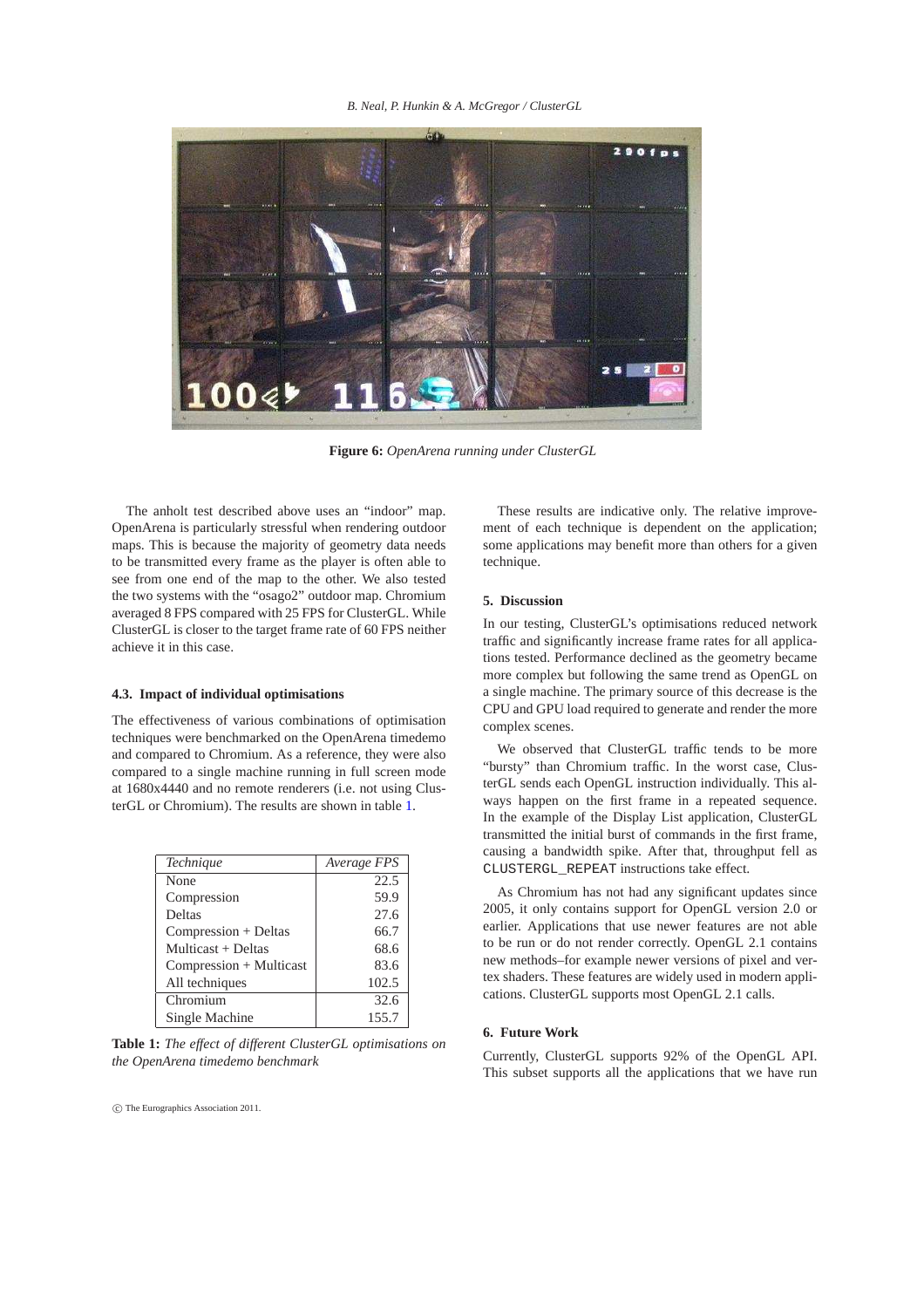Figure 6: *OpenArena running under ClusterGL*

The anholt test described above uses an "indoor" map. OpenArena is particularly stressful when rendering outdoor maps. This is because the majority of geometry data needs to be transmitted every frame as the player is often able to see from one end of the map to the other. We also tested the two systems with the "osago2" outdoor map. Chromium averaged 8 FPS compared with 25 FPS for ClusterGL. While ClusterGL is closer to the target frame rate of 60 FPS neither achieve it in this case.

### 4.3. Impact of individual optimisations

The effectiveness of various combinations of optimisation techniques were benchmarked on the OpenArena timedemo and compared to Chromium. As a reference, they were also compared to a single machine running in full screen mode at 1680x4440 and no remote renderers (i.e. not using ClusterGL or Chromium). The results are shown in table 1.

| *Technique* | *Average FPS* |
|---|---|
| None | 22.5 |
| Compression | 59.9 |
| Deltas | 27.6 |
| Compression + Deltas | 66.7 |
| Multicast + Deltas | 68.6 |
| Compression + Multicast | 83.6 |
| All techniques | 102.5 |
| Chromium | 32.6 |
| Single Machine | 155.7 |

**Table 1:** *The effect of different ClusterGL optimisations on the OpenArena timedemo benchmark*

These results are indicative only. The relative improvement of each technique is dependent on the application; some applications may benefit more than others for a given technique.

## 5. Discussion

In our testing, ClusterGL's optimisations reduced network traffic and significantly increase frame rates for all applications tested. Performance declined as the geometry became more complex but following the same trend as OpenGL on a single machine. The primary source of this decrease is the CPU and GPU load required to generate and render the more complex scenes.

We observed that ClusterGL traffic tends to be more "bursty" than Chromium traffic. In the worst case, ClusterGL sends each OpenGL instruction individually. This always happen on the first frame in a repeated sequence. In the example of the Display List application, ClusterGL transmitted the initial burst of commands in the first frame, causing a bandwidth spike. After that, throughput fell as `CLUSTERGL_REPEAT` instructions take effect.

As Chromium has not had any significant updates since 2005, it only contains support for OpenGL version 2.0 or earlier. Applications that use newer features are not able to be run or do not render correctly. OpenGL 2.1 contains new methods–for example newer versions of pixel and vertex shaders. These features are widely used in modern applications. ClusterGL supports most OpenGL 2.1 calls.

## 6. Future Work

Currently, ClusterGL supports 92% of the OpenGL API. This subset supports all the applications that we have run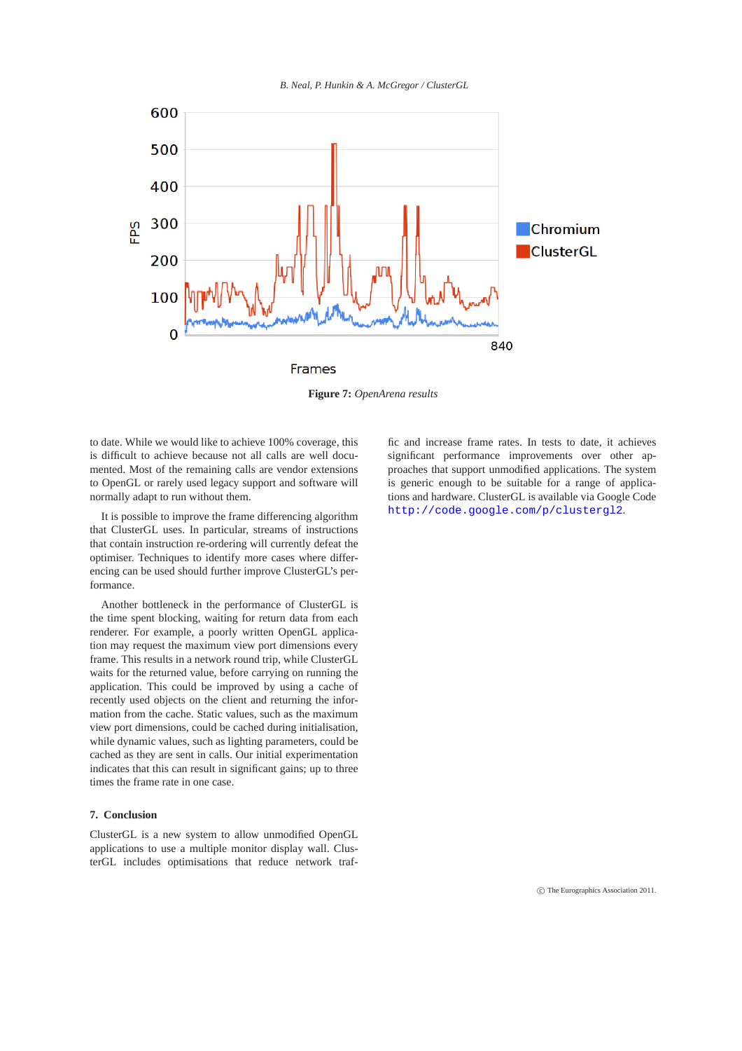**Figure 7:** *OpenArena results*

to date. While we would like to achieve 100% coverage, this is difficult to achieve because not all calls are well documented. Most of the remaining calls are vendor extensions to OpenGL or rarely used legacy support and software will normally adapt to run without them.

It is possible to improve the frame differencing algorithm that ClusterGL uses. In particular, streams of instructions that contain instruction re-ordering will currently defeat the optimiser. Techniques to identify more cases where differencing can be used should further improve ClusterGL's performance.

Another bottleneck in the performance of ClusterGL is the time spent blocking, waiting for return data from each renderer. For example, a poorly written OpenGL application may request the maximum view port dimensions every frame. This results in a network round trip, while ClusterGL waits for the returned value, before carrying on running the application. This could be improved by using a cache of recently used objects on the client and returning the information from the cache. Static values, such as the maximum view port dimensions, could be cached during initialisation, while dynamic values, such as lighting parameters, could be cached as they are sent in calls. Our initial experimentation indicates that this can result in significant gains; up to three times the frame rate in one case.

## 7. Conclusion

ClusterGL is a new system to allow unmodified OpenGL applications to use a multiple monitor display wall. ClusterGL includes optimisations that reduce network traffic and increase frame rates. In tests to date, it achieves significant performance improvements over other approaches that support unmodified applications. The system is generic enough to be suitable for a range of applications and hardware. ClusterGL is available via Google Code `http://code.google.com/p/clustergl2`.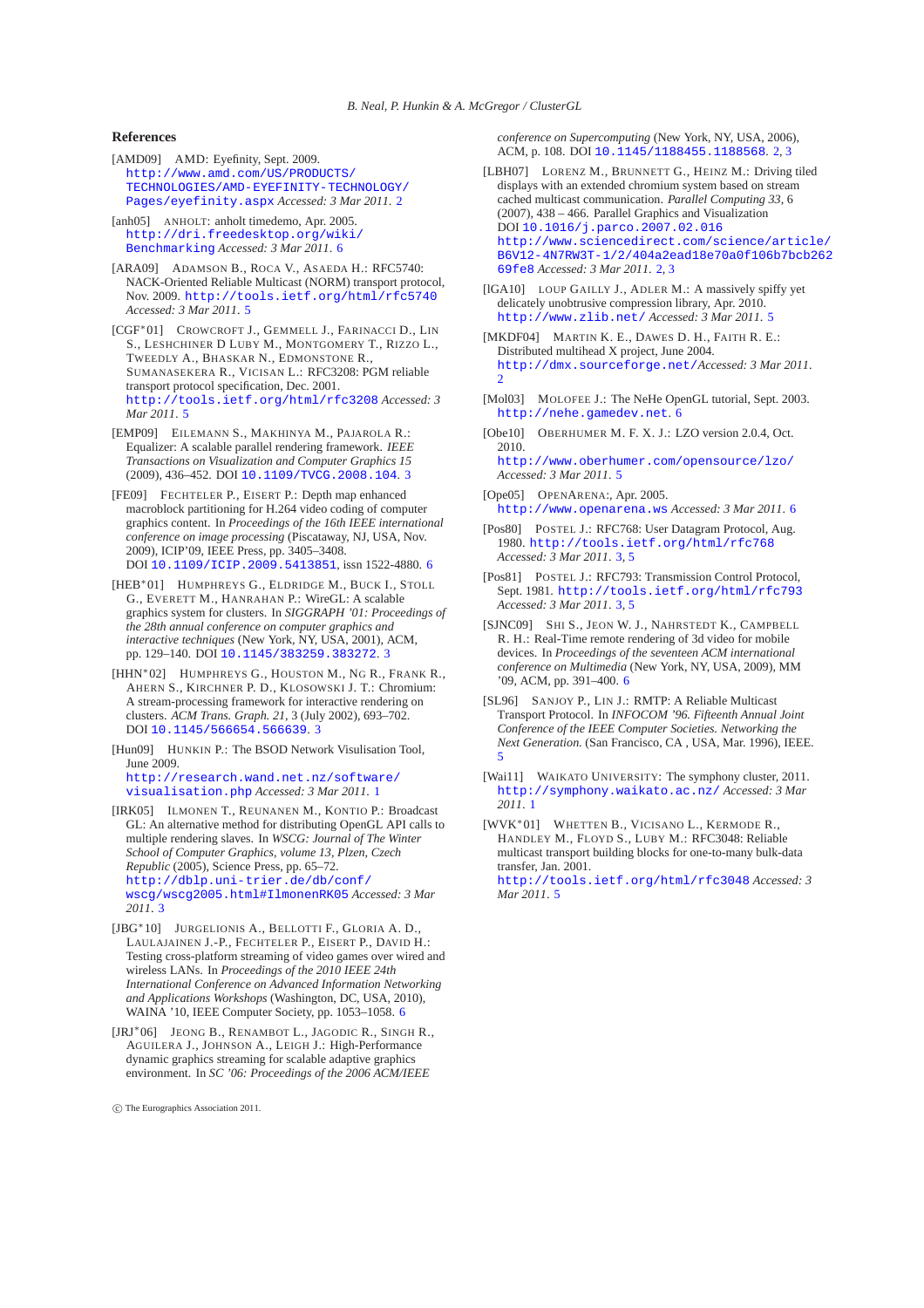## References

[AMD09] AMD: Eyefinity, Sept. 2009. http://www.amd.com/US/PRODUCTS/TECHNOLOGIES/AMD-EYEFINITY-TECHNOLOGY/Pages/eyefinity.aspx *Accessed: 3 Mar 2011.* 2

[anh05] ANHOLT: anholt timedemo, Apr. 2005. http://dri.freedesktop.org/wiki/Benchmarking *Accessed: 3 Mar 2011.* 6

[ARA09] ADAMSON B., ROCA V., ASAEDA H.: RFC5740: NACK-Oriented Reliable Multicast (NORM) transport protocol, Nov. 2009. http://tools.ietf.org/html/rfc5740 *Accessed: 3 Mar 2011.* 5

[CGF*01] CROWCROFT J., GEMMELL J., FARINACCI D., LIN S., LESHCHINER D LUBY M., MONTGOMERY T., RIZZO L., TWEEDLY A., BHASKAR N., EDMONSTONE R., SUMANASEKERA R., VICISAN L.: RFC3208: PGM reliable transport protocol specification, Dec. 2001. http://tools.ietf.org/html/rfc3208 *Accessed: 3 Mar 2011.* 5

[EMP09] EILEMANN S., MAKHINYA M., PAJAROLA R.: Equalizer: A scalable parallel rendering framework. *IEEE Transactions on Visualization and Computer Graphics 15* (2009), 436–452. DOI 10.1109/TVCG.2008.104. 3

[FE09] FECHTELER P., EISERT P.: Depth map enhanced macroblock partitioning for H.264 video coding of computer graphics content. In *Proceedings of the 16th IEEE international conference on image processing* (Piscataway, NJ, USA, Nov. 2009), ICIP'09, IEEE Press, pp. 3405–3408. DOI 10.1109/ICIP.2009.5413851, issn 1522-4880. 6

[HEB*01] HUMPHREYS G., ELDRIDGE M., BUCK I., STOLL G., EVERETT M., HANRAHAN P.: WireGL: A scalable graphics system for clusters. In *SIGGRAPH '01: Proceedings of the 28th annual conference on computer graphics and interactive techniques* (New York, NY, USA, 2001), ACM, pp. 129–140. DOI 10.1145/383259.383272. 3

[HHN*02] HUMPHREYS G., HOUSTON M., NG R., FRANK R., AHERN S., KIRCHNER P. D., KLOSOWSKI J. T.: Chromium: A stream-processing framework for interactive rendering on clusters. *ACM Trans. Graph. 21*, 3 (July 2002), 693–702. DOI 10.1145/566654.566639. 3

[Hun09] HUNKIN P.: The BSOD Network Visulisation Tool, June 2009. http://research.wand.net.nz/software/visualisation.php *Accessed: 3 Mar 2011.* 1

[IRK05] ILMONEN T., REUNANEN M., KONTIO P.: Broadcast GL: An alternative method for distributing OpenGL API calls to multiple rendering slaves. In *WSCG: Journal of The Winter School of Computer Graphics, volume 13, Plzen, Czech Republic* (2005), Science Press, pp. 65–72. http://dblp.uni-trier.de/db/conf/wscg/wscg2005.html#IlmonenRK05 *Accessed: 3 Mar 2011.* 3

[JBG*10] JURGELIONIS A., BELLOTTI F., GLORIA A. D., LAULAJAINEN J.-P., FECHTELER P., EISERT P., DAVID H.: Testing cross-platform streaming of video games over wired and wireless LANs. In *Proceedings of the 2010 IEEE 24th International Conference on Advanced Information Networking and Applications Workshops* (Washington, DC, USA, 2010), WAINA '10, IEEE Computer Society, pp. 1053–1058. 6

[JRJ*06] JEONG B., RENAMBOT L., JAGODIC R., SINGH R., AGUILERA J., JOHNSON A., LEIGH J.: High-Performance dynamic graphics streaming for scalable adaptive graphics environment. In *SC '06: Proceedings of the 2006 ACM/IEEE conference on Supercomputing* (New York, NY, USA, 2006), ACM, p. 108. DOI 10.1145/1188455.1188568. 2, 3

[LBH07] LORENZ M., BRUNNETT G., HEINZ M.: Driving tiled displays with an extended chromium system based on stream cached multicast communication. *Parallel Computing 33*, 6 (2007), 438 – 466. Parallel Graphics and Visualization DOI 10.1016/j.parco.2007.02.016 http://www.sciencedirect.com/science/article/B6V12-4N7RW3T-1/2/404a2ead18e70a0f106b7bcb26269fe8 *Accessed: 3 Mar 2011.* 2, 3

[lGA10] LOUP GAILLY J., ADLER M.: A massively spiffy yet delicately unobtrusive compression library, Apr. 2010. http://www.zlib.net/ *Accessed: 3 Mar 2011.* 5

[MKDF04] MARTIN K. E., DAWES D. H., FAITH R. E.: Distributed multihead X project, June 2004. http://dmx.sourceforge.net/*Accessed: 3 Mar 2011.* 2

[Mol03] MOLOFEE J.: The NeHe OpenGL tutorial, Sept. 2003. http://nehe.gamedev.net. 6

[Obe10] OBERHUMER M. F. X. J.: LZO version 2.0.4, Oct. 2010. http://www.oberhumer.com/opensource/lzo/ *Accessed: 3 Mar 2011.* 5

[Ope05] OPENARENA:, Apr. 2005. http://www.openarena.ws *Accessed: 3 Mar 2011.* 6

[Pos80] POSTEL J.: RFC768: User Datagram Protocol, Aug. 1980. http://tools.ietf.org/html/rfc768 *Accessed: 3 Mar 2011.* 3, 5

[Pos81] POSTEL J.: RFC793: Transmission Control Protocol, Sept. 1981. http://tools.ietf.org/html/rfc793 *Accessed: 3 Mar 2011.* 3, 5

[SJNC09] SHI S., JEON W. J., NAHRSTEDT K., CAMPBELL R. H.: Real-Time remote rendering of 3d video for mobile devices. In *Proceedings of the seventeen ACM international conference on Multimedia* (New York, NY, USA, 2009), MM '09, ACM, pp. 391–400. 6

[SL96] SANJOY P., LIN J.: RMTP: A Reliable Multicast Transport Protocol. In *INFOCOM '96. Fifteenth Annual Joint Conference of the IEEE Computer Societies. Networking the Next Generation.* (San Francisco, CA , USA, Mar. 1996), IEEE. 5

[Wai11] WAIKATO UNIVERSITY: The symphony cluster, 2011. http://symphony.waikato.ac.nz/ *Accessed: 3 Mar 2011.* 1

[WVK*01] WHETTEN B., VICISANO L., KERMODE R., HANDLEY M., FLOYD S., LUBY M.: RFC3048: Reliable multicast transport building blocks for one-to-many bulk-data transfer, Jan. 2001. http://tools.ietf.org/html/rfc3048 *Accessed: 3 Mar 2011.* 5